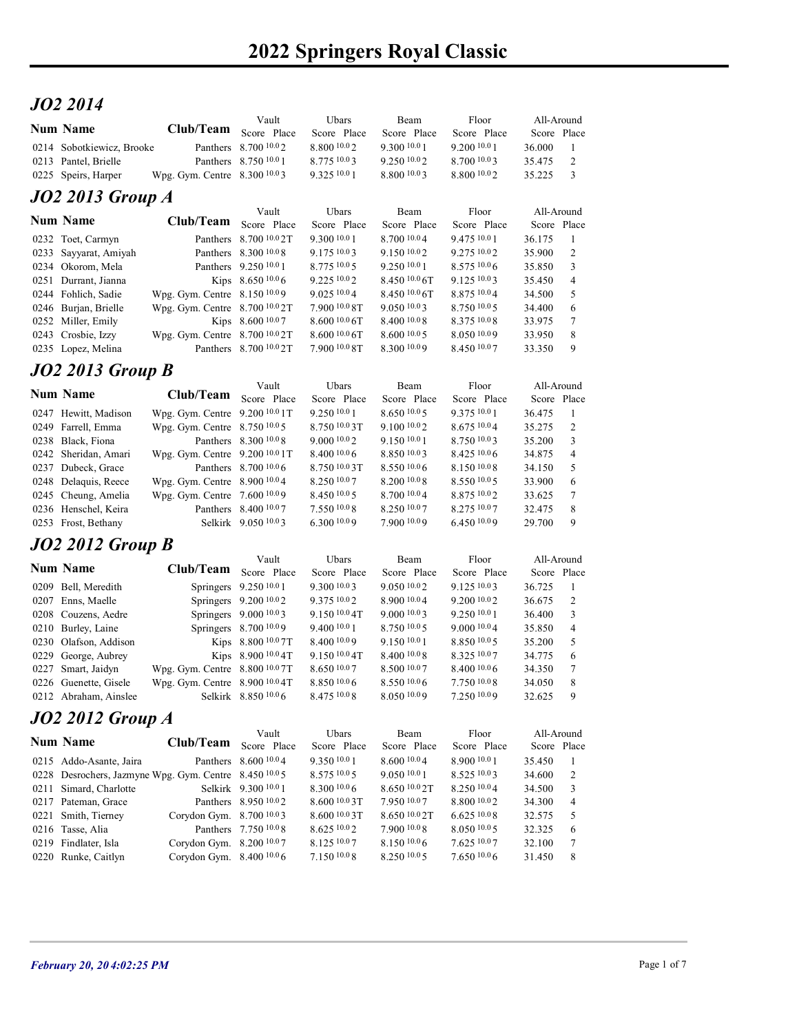# 2022 Springers Royal Classic

## JO2 2014

| Num | Name | Club/Team | Vault Score | Vault Place | Ubars Score | Ubars Place | Beam Score | Beam Place | Floor Score | Floor Place | All-Around Score | All-Around Place |
|---|---|---|---|---|---|---|---|---|---|---|---|---|
| 0214 | Sobotkiewicz, Brooke | Panthers | 8.700 10.0 | 2 | 8.800 10.0 | 2 | 9.300 10.0 | 1 | 9.200 10.0 | 1 | 36.000 | 1 |
| 0213 | Pantel, Brielle | Panthers | 8.750 10.0 | 1 | 8.775 10.0 | 3 | 9.250 10.0 | 2 | 8.700 10.0 | 3 | 35.475 | 2 |
| 0225 | Speirs, Harper | Wpg. Gym. Centre | 8.300 10.0 | 3 | 9.325 10.0 | 1 | 8.800 10.0 | 3 | 8.800 10.0 | 2 | 35.225 | 3 |

## JO2 2013 Group A

| Num | Name | Club/Team | Vault Score | Vault Place | Ubars Score | Ubars Place | Beam Score | Beam Place | Floor Score | Floor Place | All-Around Score | All-Around Place |
|---|---|---|---|---|---|---|---|---|---|---|---|---|
| 0232 | Toet, Carmyn | Panthers | 8.700 10.0 | 2T | 9.300 10.0 | 1 | 8.700 10.0 | 4 | 9.475 10.0 | 1 | 36.175 | 1 |
| 0233 | Sayyarat, Amiyah | Panthers | 8.300 10.0 | 8 | 9.175 10.0 | 3 | 9.150 10.0 | 2 | 9.275 10.0 | 2 | 35.900 | 2 |
| 0234 | Okorom, Mela | Panthers | 9.250 10.0 | 1 | 8.775 10.0 | 5 | 9.250 10.0 | 1 | 8.575 10.0 | 6 | 35.850 | 3 |
| 0251 | Durrant, Jianna | Kips | 8.650 10.0 | 6 | 9.225 10.0 | 2 | 8.450 10.0 | 6T | 9.125 10.0 | 3 | 35.450 | 4 |
| 0244 | Fohlich, Sadie | Wpg. Gym. Centre | 8.150 10.0 | 9 | 9.025 10.0 | 4 | 8.450 10.0 | 6T | 8.875 10.0 | 4 | 34.500 | 5 |
| 0246 | Burjan, Brielle | Wpg. Gym. Centre | 8.700 10.0 | 2T | 7.900 10.0 | 8T | 9.050 10.0 | 3 | 8.750 10.0 | 5 | 34.400 | 6 |
| 0252 | Miller, Emily | Kips | 8.600 10.0 | 7 | 8.600 10.0 | 6T | 8.400 10.0 | 8 | 8.375 10.0 | 8 | 33.975 | 7 |
| 0243 | Crosbie, Izzy | Wpg. Gym. Centre | 8.700 10.0 | 2T | 8.600 10.0 | 6T | 8.600 10.0 | 5 | 8.050 10.0 | 9 | 33.950 | 8 |
| 0235 | Lopez, Melina | Panthers | 8.700 10.0 | 2T | 7.900 10.0 | 8T | 8.300 10.0 | 9 | 8.450 10.0 | 7 | 33.350 | 9 |

## JO2 2013 Group B

| Num | Name | Club/Team | Vault Score | Vault Place | Ubars Score | Ubars Place | Beam Score | Beam Place | Floor Score | Floor Place | All-Around Score | All-Around Place |
|---|---|---|---|---|---|---|---|---|---|---|---|---|
| 0247 | Hewitt, Madison | Wpg. Gym. Centre | 9.200 10.0 | 1T | 9.250 10.0 | 1 | 8.650 10.0 | 5 | 9.375 10.0 | 1 | 36.475 | 1 |
| 0249 | Farrell, Emma | Wpg. Gym. Centre | 8.750 10.0 | 5 | 8.750 10.0 | 3T | 9.100 10.0 | 2 | 8.675 10.0 | 4 | 35.275 | 2 |
| 0238 | Black, Fiona | Panthers | 8.300 10.0 | 8 | 9.000 10.0 | 2 | 9.150 10.0 | 1 | 8.750 10.0 | 3 | 35.200 | 3 |
| 0242 | Sheridan, Amari | Wpg. Gym. Centre | 9.200 10.0 | 1T | 8.400 10.0 | 6 | 8.850 10.0 | 3 | 8.425 10.0 | 6 | 34.875 | 4 |
| 0237 | Dubeck, Grace | Panthers | 8.700 10.0 | 6 | 8.750 10.0 | 3T | 8.550 10.0 | 6 | 8.150 10.0 | 8 | 34.150 | 5 |
| 0248 | Delaquis, Reece | Wpg. Gym. Centre | 8.900 10.0 | 4 | 8.250 10.0 | 7 | 8.200 10.0 | 8 | 8.550 10.0 | 5 | 33.900 | 6 |
| 0245 | Cheung, Amelia | Wpg. Gym. Centre | 7.600 10.0 | 9 | 8.450 10.0 | 5 | 8.700 10.0 | 4 | 8.875 10.0 | 2 | 33.625 | 7 |
| 0236 | Henschel, Keira | Panthers | 8.400 10.0 | 7 | 7.550 10.0 | 8 | 8.250 10.0 | 7 | 8.275 10.0 | 7 | 32.475 | 8 |
| 0253 | Frost, Bethany | Selkirk | 9.050 10.0 | 3 | 6.300 10.0 | 9 | 7.900 10.0 | 9 | 6.450 10.0 | 9 | 29.700 | 9 |

## JO2 2012 Group B

| Num | Name | Club/Team | Vault Score | Vault Place | Ubars Score | Ubars Place | Beam Score | Beam Place | Floor Score | Floor Place | All-Around Score | All-Around Place |
|---|---|---|---|---|---|---|---|---|---|---|---|---|
| 0209 | Bell, Meredith | Springers | 9.250 10.0 | 1 | 9.300 10.0 | 3 | 9.050 10.0 | 2 | 9.125 10.0 | 3 | 36.725 | 1 |
| 0207 | Enns, Maelle | Springers | 9.200 10.0 | 2 | 9.375 10.0 | 2 | 8.900 10.0 | 4 | 9.200 10.0 | 2 | 36.675 | 2 |
| 0208 | Couzens, Aedre | Springers | 9.000 10.0 | 3 | 9.150 10.0 | 4T | 9.000 10.0 | 3 | 9.250 10.0 | 1 | 36.400 | 3 |
| 0210 | Burley, Laine | Springers | 8.700 10.0 | 9 | 9.400 10.0 | 1 | 8.750 10.0 | 5 | 9.000 10.0 | 4 | 35.850 | 4 |
| 0230 | Olafson, Addison | Kips | 8.800 10.0 | 7T | 8.400 10.0 | 9 | 9.150 10.0 | 1 | 8.850 10.0 | 5 | 35.200 | 5 |
| 0229 | George, Aubrey | Kips | 8.900 10.0 | 4T | 9.150 10.0 | 4T | 8.400 10.0 | 8 | 8.325 10.0 | 7 | 34.775 | 6 |
| 0227 | Smart, Jaidyn | Wpg. Gym. Centre | 8.800 10.0 | 7T | 8.650 10.0 | 7 | 8.500 10.0 | 7 | 8.400 10.0 | 6 | 34.350 | 7 |
| 0226 | Guenette, Gisele | Wpg. Gym. Centre | 8.900 10.0 | 4T | 8.850 10.0 | 6 | 8.550 10.0 | 6 | 7.750 10.0 | 8 | 34.050 | 8 |
| 0212 | Abraham, Ainslee | Selkirk | 8.850 10.0 | 6 | 8.475 10.0 | 8 | 8.050 10.0 | 9 | 7.250 10.0 | 9 | 32.625 | 9 |

## JO2 2012 Group A

| Num | Name | Club/Team | Vault Score | Vault Place | Ubars Score | Ubars Place | Beam Score | Beam Place | Floor Score | Floor Place | All-Around Score | All-Around Place |
|---|---|---|---|---|---|---|---|---|---|---|---|---|
| 0215 | Addo-Asante, Jaira | Panthers | 8.600 10.0 | 4 | 9.350 10.0 | 1 | 8.600 10.0 | 4 | 8.900 10.0 | 1 | 35.450 | 1 |
| 0228 | Desrochers, Jazmyne | Wpg. Gym. Centre | 8.450 10.0 | 5 | 8.575 10.0 | 5 | 9.050 10.0 | 1 | 8.525 10.0 | 3 | 34.600 | 2 |
| 0211 | Simard, Charlotte | Selkirk | 9.300 10.0 | 1 | 8.300 10.0 | 6 | 8.650 10.0 | 2T | 8.250 10.0 | 4 | 34.500 | 3 |
| 0217 | Pateman, Grace | Panthers | 8.950 10.0 | 2 | 8.600 10.0 | 3T | 7.950 10.0 | 7 | 8.800 10.0 | 2 | 34.300 | 4 |
| 0221 | Smith, Tierney | Corydon Gym. | 8.700 10.0 | 3 | 8.600 10.0 | 3T | 8.650 10.0 | 2T | 6.625 10.0 | 8 | 32.575 | 5 |
| 0216 | Tasse, Alia | Panthers | 7.750 10.0 | 8 | 8.625 10.0 | 2 | 7.900 10.0 | 8 | 8.050 10.0 | 5 | 32.325 | 6 |
| 0219 | Findlater, Isla | Corydon Gym. | 8.200 10.0 | 7 | 8.125 10.0 | 7 | 8.150 10.0 | 6 | 7.625 10.0 | 7 | 32.100 | 7 |
| 0220 | Runke, Caitlyn | Corydon Gym. | 8.400 10.0 | 6 | 7.150 10.0 | 8 | 8.250 10.0 | 5 | 7.650 10.0 | 6 | 31.450 | 8 |

*February 20, 20 4:02:25 PM*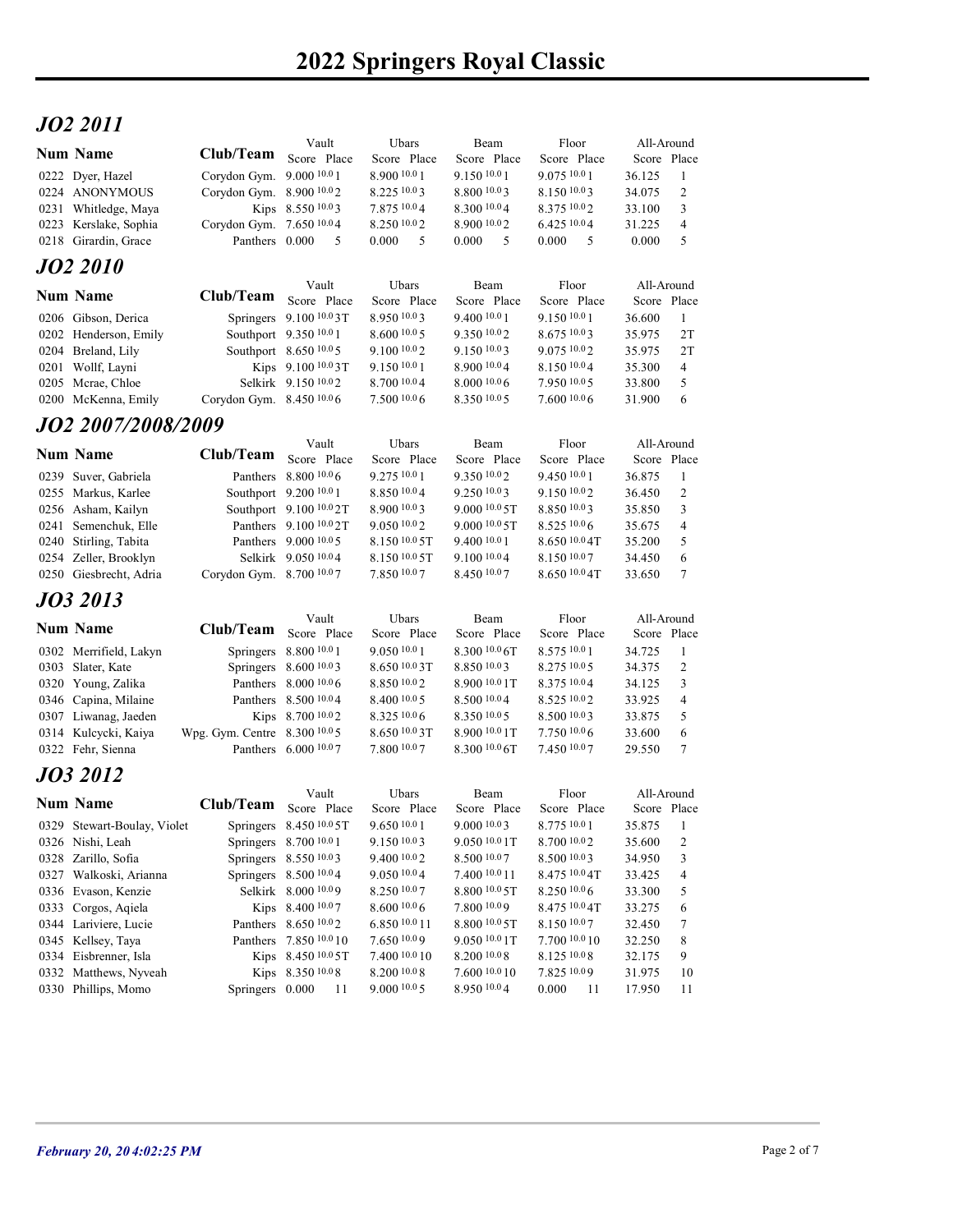# 2022 Springers Royal Classic

## *JO2 2011*

| Num | Name | Club/Team | Vault Score | Vault Place | Ubars Score | Ubars Place | Beam Score | Beam Place | Floor Score | Floor Place | All-Around Score | All-Around Place |
|---|---|---|---|---|---|---|---|---|---|---|---|---|
| 0222 | Dyer, Hazel | Corydon Gym. | 9.000 10.0 | 1 | 8.900 10.0 | 1 | 9.150 10.0 | 1 | 9.075 10.0 | 1 | 36.125 | 1 |
| 0224 | ANONYMOUS | Corydon Gym. | 8.900 10.0 | 2 | 8.225 10.0 | 3 | 8.800 10.0 | 3 | 8.150 10.0 | 3 | 34.075 | 2 |
| 0231 | Whitledge, Maya | Kips | 8.550 10.0 | 3 | 7.875 10.0 | 4 | 8.300 10.0 | 4 | 8.375 10.0 | 2 | 33.100 | 3 |
| 0223 | Kerslake, Sophia | Corydon Gym. | 7.650 10.0 | 4 | 8.250 10.0 | 2 | 8.900 10.0 | 2 | 6.425 10.0 | 4 | 31.225 | 4 |
| 0218 | Girardin, Grace | Panthers | 0.000 | 5 | 0.000 | 5 | 0.000 | 5 | 0.000 | 5 | 0.000 | 5 |

## *JO2 2010*

| Num | Name | Club/Team | Vault Score | Vault Place | Ubars Score | Ubars Place | Beam Score | Beam Place | Floor Score | Floor Place | All-Around Score | All-Around Place |
|---|---|---|---|---|---|---|---|---|---|---|---|---|
| 0206 | Gibson, Derica | Springers | 9.100 10.0 | 3T | 8.950 10.0 | 3 | 9.400 10.0 | 1 | 9.150 10.0 | 1 | 36.600 | 1 |
| 0202 | Henderson, Emily | Southport | 9.350 10.0 | 1 | 8.600 10.0 | 5 | 9.350 10.0 | 2 | 8.675 10.0 | 3 | 35.975 | 2T |
| 0204 | Breland, Lily | Southport | 8.650 10.0 | 5 | 9.100 10.0 | 2 | 9.150 10.0 | 3 | 9.075 10.0 | 2 | 35.975 | 2T |
| 0201 | Wolff, Layni | Kips | 9.100 10.0 | 3T | 9.150 10.0 | 1 | 8.900 10.0 | 4 | 8.150 10.0 | 4 | 35.300 | 4 |
| 0205 | Mcrae, Chloe | Selkirk | 9.150 10.0 | 2 | 8.700 10.0 | 4 | 8.000 10.0 | 6 | 7.950 10.0 | 5 | 33.800 | 5 |
| 0200 | McKenna, Emily | Corydon Gym. | 8.450 10.0 | 6 | 7.500 10.0 | 6 | 8.350 10.0 | 5 | 7.600 10.0 | 6 | 31.900 | 6 |

## *JO2 2007/2008/2009*

| Num | Name | Club/Team | Vault Score | Vault Place | Ubars Score | Ubars Place | Beam Score | Beam Place | Floor Score | Floor Place | All-Around Score | All-Around Place |
|---|---|---|---|---|---|---|---|---|---|---|---|---|
| 0239 | Suver, Gabriela | Panthers | 8.800 10.0 | 6 | 9.275 10.0 | 1 | 9.350 10.0 | 2 | 9.450 10.0 | 1 | 36.875 | 1 |
| 0255 | Markus, Karlee | Southport | 9.200 10.0 | 1 | 8.850 10.0 | 4 | 9.250 10.0 | 3 | 9.150 10.0 | 2 | 36.450 | 2 |
| 0256 | Asham, Kailyn | Southport | 9.100 10.0 | 2T | 8.900 10.0 | 3 | 9.000 10.0 | 5T | 8.850 10.0 | 3 | 35.850 | 3 |
| 0241 | Semenchuk, Elle | Panthers | 9.100 10.0 | 2T | 9.050 10.0 | 2 | 9.000 10.0 | 5T | 8.525 10.0 | 6 | 35.675 | 4 |
| 0240 | Stirling, Tabita | Panthers | 9.000 10.0 | 5 | 8.150 10.0 | 5T | 9.400 10.0 | 1 | 8.650 10.0 | 4T | 35.200 | 5 |
| 0254 | Zeller, Brooklyn | Selkirk | 9.050 10.0 | 4 | 8.150 10.0 | 5T | 9.100 10.0 | 4 | 8.150 10.0 | 7 | 34.450 | 6 |
| 0250 | Giesbrecht, Adria | Corydon Gym. | 8.700 10.0 | 7 | 7.850 10.0 | 7 | 8.450 10.0 | 7 | 8.650 10.0 | 4T | 33.650 | 7 |

## *JO3 2013*

| Num | Name | Club/Team | Vault Score | Vault Place | Ubars Score | Ubars Place | Beam Score | Beam Place | Floor Score | Floor Place | All-Around Score | All-Around Place |
|---|---|---|---|---|---|---|---|---|---|---|---|---|
| 0302 | Merrifield, Lakyn | Springers | 8.800 10.0 | 1 | 9.050 10.0 | 1 | 8.300 10.0 | 6T | 8.575 10.0 | 1 | 34.725 | 1 |
| 0303 | Slater, Kate | Springers | 8.600 10.0 | 3 | 8.650 10.0 | 3T | 8.850 10.0 | 3 | 8.275 10.0 | 5 | 34.375 | 2 |
| 0320 | Young, Zalika | Panthers | 8.000 10.0 | 6 | 8.850 10.0 | 2 | 8.900 10.0 | 1T | 8.375 10.0 | 4 | 34.125 | 3 |
| 0346 | Capina, Milaine | Panthers | 8.500 10.0 | 4 | 8.400 10.0 | 5 | 8.500 10.0 | 4 | 8.525 10.0 | 2 | 33.925 | 4 |
| 0307 | Liwanag, Jaeden | Kips | 8.700 10.0 | 2 | 8.325 10.0 | 6 | 8.350 10.0 | 5 | 8.500 10.0 | 3 | 33.875 | 5 |
| 0314 | Kulcycki, Kaiya | Wpg. Gym. Centre | 8.300 10.0 | 5 | 8.650 10.0 | 3T | 8.900 10.0 | 1T | 7.750 10.0 | 6 | 33.600 | 6 |
| 0322 | Fehr, Sienna | Panthers | 6.000 10.0 | 7 | 7.800 10.0 | 7 | 8.300 10.0 | 6T | 7.450 10.0 | 7 | 29.550 | 7 |

## *JO3 2012*

| Num | Name | Club/Team | Vault Score | Vault Place | Ubars Score | Ubars Place | Beam Score | Beam Place | Floor Score | Floor Place | All-Around Score | All-Around Place |
|---|---|---|---|---|---|---|---|---|---|---|---|---|
| 0329 | Stewart-Boulay, Violet | Springers | 8.450 10.0 | 5T | 9.650 10.0 | 1 | 9.000 10.0 | 3 | 8.775 10.0 | 1 | 35.875 | 1 |
| 0326 | Nishi, Leah | Springers | 8.700 10.0 | 1 | 9.150 10.0 | 3 | 9.050 10.0 | 1T | 8.700 10.0 | 2 | 35.600 | 2 |
| 0328 | Zarillo, Sofia | Springers | 8.550 10.0 | 3 | 9.400 10.0 | 2 | 8.500 10.0 | 7 | 8.500 10.0 | 3 | 34.950 | 3 |
| 0327 | Walkoski, Arianna | Springers | 8.500 10.0 | 4 | 9.050 10.0 | 4 | 7.400 10.0 | 11 | 8.475 10.0 | 4T | 33.425 | 4 |
| 0336 | Evason, Kenzie | Selkirk | 8.000 10.0 | 9 | 8.250 10.0 | 7 | 8.800 10.0 | 5T | 8.250 10.0 | 6 | 33.300 | 5 |
| 0333 | Corgos, Aqiela | Kips | 8.400 10.0 | 7 | 8.600 10.0 | 6 | 7.800 10.0 | 9 | 8.475 10.0 | 4T | 33.275 | 6 |
| 0344 | Lariviere, Lucie | Panthers | 8.650 10.0 | 2 | 6.850 10.0 | 11 | 8.800 10.0 | 5T | 8.150 10.0 | 7 | 32.450 | 7 |
| 0345 | Kellsey, Taya | Panthers | 7.850 10.0 | 10 | 7.650 10.0 | 9 | 9.050 10.0 | 1T | 7.700 10.0 | 10 | 32.250 | 8 |
| 0334 | Eisbrenner, Isla | Kips | 8.450 10.0 | 5T | 7.400 10.0 | 10 | 8.200 10.0 | 8 | 8.125 10.0 | 8 | 32.175 | 9 |
| 0332 | Matthews, Nyveah | Kips | 8.350 10.0 | 8 | 8.200 10.0 | 8 | 7.600 10.0 | 10 | 7.825 10.0 | 9 | 31.975 | 10 |
| 0330 | Phillips, Momo | Springers | 0.000 | 11 | 9.000 10.0 | 5 | 8.950 10.0 | 4 | 0.000 | 11 | 17.950 | 11 |

*February 20, 20 4:02:25 PM*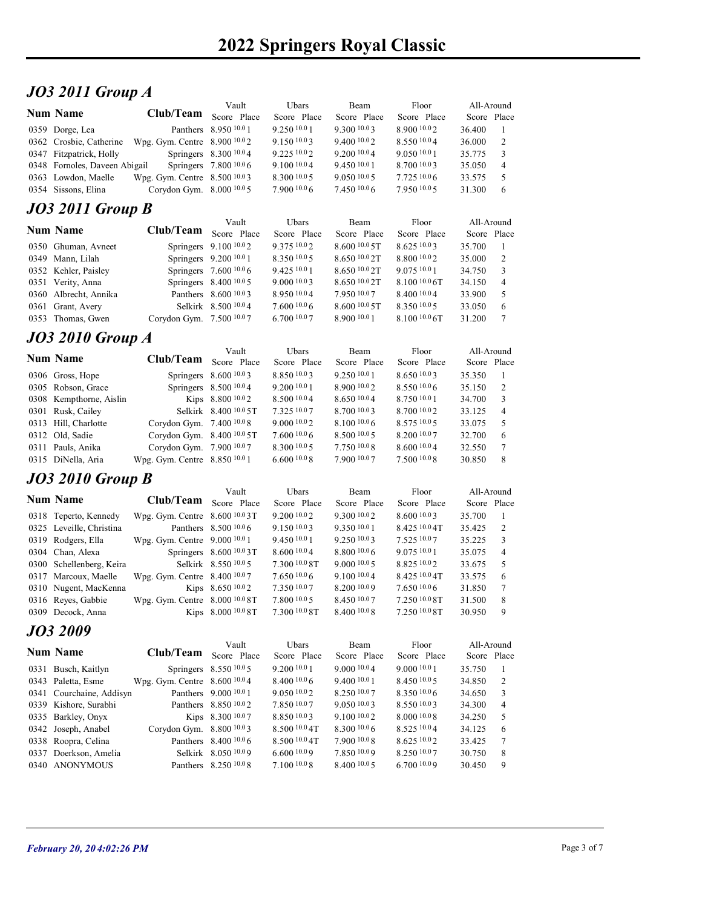# 2022 Springers Royal Classic

## *JO3 2011 Group A*

| Num | Name | Club/Team | Vault Score | Vault Place | Ubars Score | Ubars Place | Beam Score | Beam Place | Floor Score | Floor Place | All-Around Score | All-Around Place |
|---|---|---|---|---|---|---|---|---|---|---|---|---|
| 0359 | Dorge, Lea | Panthers | 8.950 10.0 | 1 | 9.250 10.0 | 1 | 9.300 10.0 | 3 | 8.900 10.0 | 2 | 36.400 | 1 |
| 0362 | Crosbie, Catherine | Wpg. Gym. Centre | 8.900 10.0 | 2 | 9.150 10.0 | 3 | 9.400 10.0 | 2 | 8.550 10.0 | 4 | 36.000 | 2 |
| 0347 | Fitzpatrick, Holly | Springers | 8.300 10.0 | 4 | 9.225 10.0 | 2 | 9.200 10.0 | 4 | 9.050 10.0 | 1 | 35.775 | 3 |
| 0348 | Fornoles, Daveen Abigail | Springers | 7.800 10.0 | 6 | 9.100 10.0 | 4 | 9.450 10.0 | 1 | 8.700 10.0 | 3 | 35.050 | 4 |
| 0363 | Lowdon, Maelle | Wpg. Gym. Centre | 8.500 10.0 | 3 | 8.300 10.0 | 5 | 9.050 10.0 | 5 | 7.725 10.0 | 6 | 33.575 | 5 |
| 0354 | Sissons, Elina | Corydon Gym. | 8.000 10.0 | 5 | 7.900 10.0 | 6 | 7.450 10.0 | 6 | 7.950 10.0 | 5 | 31.300 | 6 |

## *JO3 2011 Group B*

| Num | Name | Club/Team | Vault Score | Vault Place | Ubars Score | Ubars Place | Beam Score | Beam Place | Floor Score | Floor Place | All-Around Score | All-Around Place |
|---|---|---|---|---|---|---|---|---|---|---|---|---|
| 0350 | Ghuman, Avneet | Springers | 9.100 10.0 | 2 | 9.375 10.0 | 2 | 8.600 10.0 | 5T | 8.625 10.0 | 3 | 35.700 | 1 |
| 0349 | Mann, Lilah | Springers | 9.200 10.0 | 1 | 8.350 10.0 | 5 | 8.650 10.0 | 2T | 8.800 10.0 | 2 | 35.000 | 2 |
| 0352 | Kehler, Paisley | Springers | 7.600 10.0 | 6 | 9.425 10.0 | 1 | 8.650 10.0 | 2T | 9.075 10.0 | 1 | 34.750 | 3 |
| 0351 | Verity, Anna | Springers | 8.400 10.0 | 5 | 9.000 10.0 | 3 | 8.650 10.0 | 2T | 8.100 10.0 | 6T | 34.150 | 4 |
| 0360 | Albrecht, Annika | Panthers | 8.600 10.0 | 3 | 8.950 10.0 | 4 | 7.950 10.0 | 7 | 8.400 10.0 | 4 | 33.900 | 5 |
| 0361 | Grant, Avery | Selkirk | 8.500 10.0 | 4 | 7.600 10.0 | 6 | 8.600 10.0 | 5T | 8.350 10.0 | 5 | 33.050 | 6 |
| 0353 | Thomas, Gwen | Corydon Gym. | 7.500 10.0 | 7 | 6.700 10.0 | 7 | 8.900 10.0 | 1 | 8.100 10.0 | 6T | 31.200 | 7 |

## *JO3 2010 Group A*

| Num | Name | Club/Team | Vault Score | Vault Place | Ubars Score | Ubars Place | Beam Score | Beam Place | Floor Score | Floor Place | All-Around Score | All-Around Place |
|---|---|---|---|---|---|---|---|---|---|---|---|---|
| 0306 | Gross, Hope | Springers | 8.600 10.0 | 3 | 8.850 10.0 | 3 | 9.250 10.0 | 1 | 8.650 10.0 | 3 | 35.350 | 1 |
| 0305 | Robson, Grace | Springers | 8.500 10.0 | 4 | 9.200 10.0 | 1 | 8.900 10.0 | 2 | 8.550 10.0 | 6 | 35.150 | 2 |
| 0308 | Kempthorne, Aislin | Kips | 8.800 10.0 | 2 | 8.500 10.0 | 4 | 8.650 10.0 | 4 | 8.750 10.0 | 1 | 34.700 | 3 |
| 0301 | Rusk, Cailey | Selkirk | 8.400 10.0 | 5T | 7.325 10.0 | 7 | 8.700 10.0 | 3 | 8.700 10.0 | 2 | 33.125 | 4 |
| 0313 | Hill, Charlotte | Corydon Gym. | 7.400 10.0 | 8 | 9.000 10.0 | 2 | 8.100 10.0 | 6 | 8.575 10.0 | 5 | 33.075 | 5 |
| 0312 | Old, Sadie | Corydon Gym. | 8.400 10.0 | 5T | 7.600 10.0 | 6 | 8.500 10.0 | 5 | 8.200 10.0 | 7 | 32.700 | 6 |
| 0311 | Pauls, Anika | Corydon Gym. | 7.900 10.0 | 7 | 8.300 10.0 | 5 | 7.750 10.0 | 8 | 8.600 10.0 | 4 | 32.550 | 7 |
| 0315 | DiNella, Aria | Wpg. Gym. Centre | 8.850 10.0 | 1 | 6.600 10.0 | 8 | 7.900 10.0 | 7 | 7.500 10.0 | 8 | 30.850 | 8 |

## *JO3 2010 Group B*

| Num | Name | Club/Team | Vault Score | Vault Place | Ubars Score | Ubars Place | Beam Score | Beam Place | Floor Score | Floor Place | All-Around Score | All-Around Place |
|---|---|---|---|---|---|---|---|---|---|---|---|---|
| 0318 | Teperto, Kennedy | Wpg. Gym. Centre | 8.600 10.0 | 3T | 9.200 10.0 | 2 | 9.300 10.0 | 2 | 8.600 10.0 | 3 | 35.700 | 1 |
| 0325 | Leveille, Christina | Panthers | 8.500 10.0 | 6 | 9.150 10.0 | 3 | 9.350 10.0 | 1 | 8.425 10.0 | 4T | 35.425 | 2 |
| 0319 | Rodgers, Ella | Wpg. Gym. Centre | 9.000 10.0 | 1 | 9.450 10.0 | 1 | 9.250 10.0 | 3 | 7.525 10.0 | 7 | 35.225 | 3 |
| 0304 | Chan, Alexa | Springers | 8.600 10.0 | 3T | 8.600 10.0 | 4 | 8.800 10.0 | 6 | 9.075 10.0 | 1 | 35.075 | 4 |
| 0300 | Schellenberg, Keira | Selkirk | 8.550 10.0 | 5 | 7.300 10.0 | 8T | 9.000 10.0 | 5 | 8.825 10.0 | 2 | 33.675 | 5 |
| 0317 | Marcoux, Maelle | Wpg. Gym. Centre | 8.400 10.0 | 7 | 7.650 10.0 | 6 | 9.100 10.0 | 4 | 8.425 10.0 | 4T | 33.575 | 6 |
| 0310 | Nugent, MacKenna | Kips | 8.650 10.0 | 2 | 7.350 10.0 | 7 | 8.200 10.0 | 9 | 7.650 10.0 | 6 | 31.850 | 7 |
| 0316 | Reyes, Gabbie | Wpg. Gym. Centre | 8.000 10.0 | 8T | 7.800 10.0 | 5 | 8.450 10.0 | 7 | 7.250 10.0 | 8T | 31.500 | 8 |
| 0309 | Decock, Anna | Kips | 8.000 10.0 | 8T | 7.300 10.0 | 8T | 8.400 10.0 | 8 | 7.250 10.0 | 8T | 30.950 | 9 |

## *JO3 2009*

| Num | Name | Club/Team | Vault Score | Vault Place | Ubars Score | Ubars Place | Beam Score | Beam Place | Floor Score | Floor Place | All-Around Score | All-Around Place |
|---|---|---|---|---|---|---|---|---|---|---|---|---|
| 0331 | Busch, Kaitlyn | Springers | 8.550 10.0 | 5 | 9.200 10.0 | 1 | 9.000 10.0 | 4 | 9.000 10.0 | 1 | 35.750 | 1 |
| 0343 | Paletta, Esme | Wpg. Gym. Centre | 8.600 10.0 | 4 | 8.400 10.0 | 6 | 9.400 10.0 | 1 | 8.450 10.0 | 5 | 34.850 | 2 |
| 0341 | Courchaine, Addisyn | Panthers | 9.000 10.0 | 1 | 9.050 10.0 | 2 | 8.250 10.0 | 7 | 8.350 10.0 | 6 | 34.650 | 3 |
| 0339 | Kishore, Surabhi | Panthers | 8.850 10.0 | 2 | 7.850 10.0 | 7 | 9.050 10.0 | 3 | 8.550 10.0 | 3 | 34.300 | 4 |
| 0335 | Barkley, Onyx | Kips | 8.300 10.0 | 7 | 8.850 10.0 | 3 | 9.100 10.0 | 2 | 8.000 10.0 | 8 | 34.250 | 5 |
| 0342 | Joseph, Anabel | Corydon Gym. | 8.800 10.0 | 3 | 8.500 10.0 | 4T | 8.300 10.0 | 6 | 8.525 10.0 | 4 | 34.125 | 6 |
| 0338 | Roopra, Celina | Panthers | 8.400 10.0 | 6 | 8.500 10.0 | 4T | 7.900 10.0 | 8 | 8.625 10.0 | 2 | 33.425 | 7 |
| 0337 | Doerkson, Amelia | Selkirk | 8.050 10.0 | 9 | 6.600 10.0 | 9 | 7.850 10.0 | 9 | 8.250 10.0 | 7 | 30.750 | 8 |
| 0340 | ANONYMOUS | Panthers | 8.250 10.0 | 8 | 7.100 10.0 | 8 | 8.400 10.0 | 5 | 6.700 10.0 | 9 | 30.450 | 9 |

*February 20, 20 4:02:26 PM*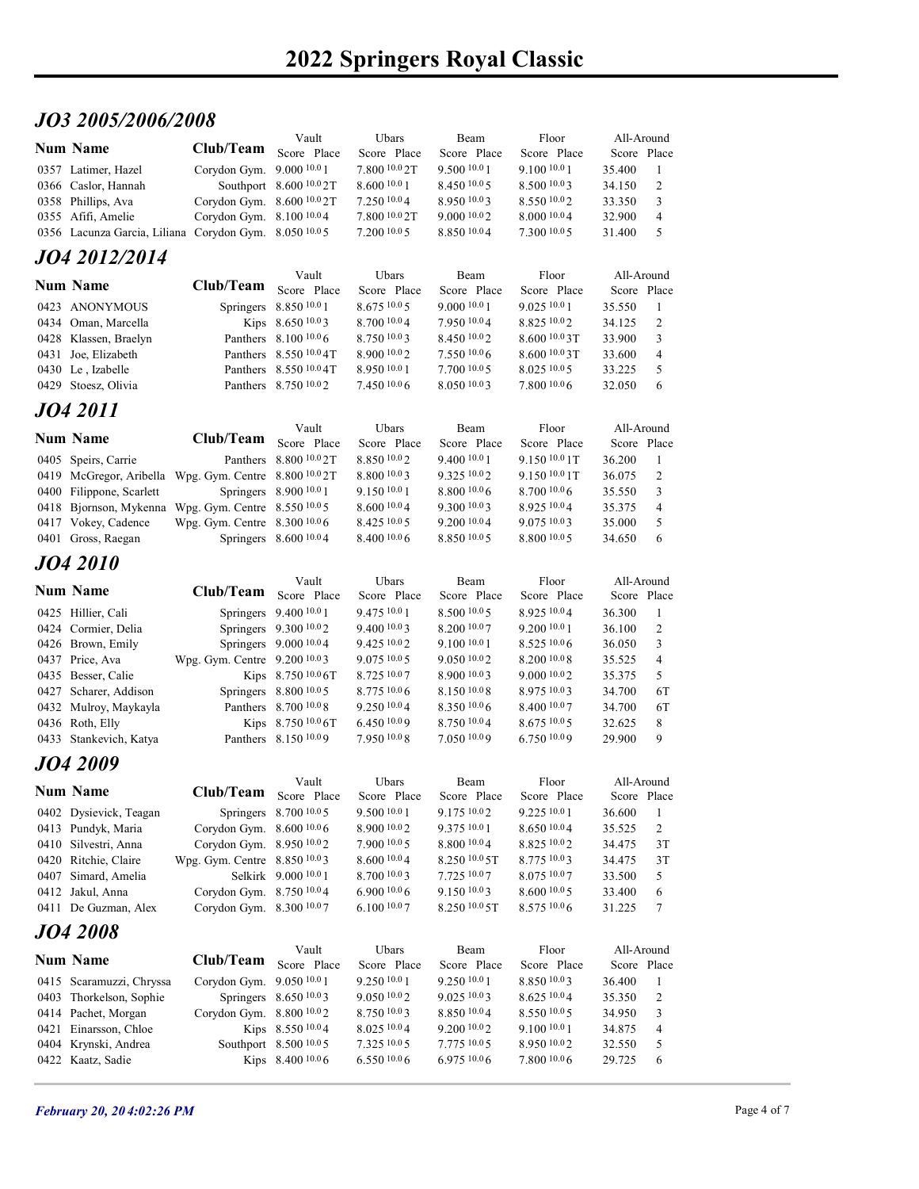# 2022 Springers Royal Classic

## *JO3 2005/2006/2008*

| Num | Name | Club/Team | Vault Score | Vault Start | Vault Place | Ubars Score | Ubars Start | Ubars Place | Beam Score | Beam Start | Beam Place | Floor Score | Floor Start | Floor Place | All-Around Score | All-Around Place |
|---|---|---|---|---|---|---|---|---|---|---|---|---|---|---|---|---|
| 0357 | Latimer, Hazel | Corydon Gym. | 9.000 | 10.0 | 1 | 7.800 | 10.0 | 2T | 9.500 | 10.0 | 1 | 9.100 | 10.0 | 1 | 35.400 | 1 |
| 0366 | Caslor, Hannah | Southport | 8.600 | 10.0 | 2T | 8.600 | 10.0 | 1 | 8.450 | 10.0 | 5 | 8.500 | 10.0 | 3 | 34.150 | 2 |
| 0358 | Phillips, Ava | Corydon Gym. | 8.600 | 10.0 | 2T | 7.250 | 10.0 | 4 | 8.950 | 10.0 | 3 | 8.550 | 10.0 | 2 | 33.350 | 3 |
| 0355 | Afifi, Amelie | Corydon Gym. | 8.100 | 10.0 | 4 | 7.800 | 10.0 | 2T | 9.000 | 10.0 | 2 | 8.000 | 10.0 | 4 | 32.900 | 4 |
| 0356 | Lacunza Garcia, Liliana | Corydon Gym. | 8.050 | 10.0 | 5 | 7.200 | 10.0 | 5 | 8.850 | 10.0 | 4 | 7.300 | 10.0 | 5 | 31.400 | 5 |

## *JO4 2012/2014*

| Num | Name | Club/Team | Vault Score | Vault Start | Vault Place | Ubars Score | Ubars Start | Ubars Place | Beam Score | Beam Start | Beam Place | Floor Score | Floor Start | Floor Place | All-Around Score | All-Around Place |
|---|---|---|---|---|---|---|---|---|---|---|---|---|---|---|---|---|
| 0423 | ANONYMOUS | Springers | 8.850 | 10.0 | 1 | 8.675 | 10.0 | 5 | 9.000 | 10.0 | 1 | 9.025 | 10.0 | 1 | 35.550 | 1 |
| 0434 | Oman, Marcella | Kips | 8.650 | 10.0 | 3 | 8.700 | 10.0 | 4 | 7.950 | 10.0 | 4 | 8.825 | 10.0 | 2 | 34.125 | 2 |
| 0428 | Klassen, Braelyn | Panthers | 8.100 | 10.0 | 6 | 8.750 | 10.0 | 3 | 8.450 | 10.0 | 2 | 8.600 | 10.0 | 3T | 33.900 | 3 |
| 0431 | Joe, Elizabeth | Panthers | 8.550 | 10.0 | 4T | 8.900 | 10.0 | 2 | 7.550 | 10.0 | 6 | 8.600 | 10.0 | 3T | 33.600 | 4 |
| 0430 | Le , Izabelle | Panthers | 8.550 | 10.0 | 4T | 8.950 | 10.0 | 1 | 7.700 | 10.0 | 5 | 8.025 | 10.0 | 5 | 33.225 | 5 |
| 0429 | Stoesz, Olivia | Panthers | 8.750 | 10.0 | 2 | 7.450 | 10.0 | 6 | 8.050 | 10.0 | 3 | 7.800 | 10.0 | 6 | 32.050 | 6 |

## *JO4 2011*

| Num | Name | Club/Team | Vault Score | Vault Start | Vault Place | Ubars Score | Ubars Start | Ubars Place | Beam Score | Beam Start | Beam Place | Floor Score | Floor Start | Floor Place | All-Around Score | All-Around Place |
|---|---|---|---|---|---|---|---|---|---|---|---|---|---|---|---|---|
| 0405 | Speirs, Carrie | Panthers | 8.800 | 10.0 | 2T | 8.850 | 10.0 | 2 | 9.400 | 10.0 | 1 | 9.150 | 10.0 | 1T | 36.200 | 1 |
| 0419 | McGregor, Aribella | Wpg. Gym. Centre | 8.800 | 10.0 | 2T | 8.800 | 10.0 | 3 | 9.325 | 10.0 | 2 | 9.150 | 10.0 | 1T | 36.075 | 2 |
| 0400 | Filippone, Scarlett | Springers | 8.900 | 10.0 | 1 | 9.150 | 10.0 | 1 | 8.800 | 10.0 | 6 | 8.700 | 10.0 | 6 | 35.550 | 3 |
| 0418 | Bjornson, Mykenna | Wpg. Gym. Centre | 8.550 | 10.0 | 5 | 8.600 | 10.0 | 4 | 9.300 | 10.0 | 3 | 8.925 | 10.0 | 4 | 35.375 | 4 |
| 0417 | Vokey, Cadence | Wpg. Gym. Centre | 8.300 | 10.0 | 6 | 8.425 | 10.0 | 5 | 9.200 | 10.0 | 4 | 9.075 | 10.0 | 3 | 35.000 | 5 |
| 0401 | Gross, Raegan | Springers | 8.600 | 10.0 | 4 | 8.400 | 10.0 | 6 | 8.850 | 10.0 | 5 | 8.800 | 10.0 | 5 | 34.650 | 6 |

## *JO4 2010*

| Num | Name | Club/Team | Vault Score | Vault Start | Vault Place | Ubars Score | Ubars Start | Ubars Place | Beam Score | Beam Start | Beam Place | Floor Score | Floor Start | Floor Place | All-Around Score | All-Around Place |
|---|---|---|---|---|---|---|---|---|---|---|---|---|---|---|---|---|
| 0425 | Hillier, Cali | Springers | 9.400 | 10.0 | 1 | 9.475 | 10.0 | 1 | 8.500 | 10.0 | 5 | 8.925 | 10.0 | 4 | 36.300 | 1 |
| 0424 | Cormier, Delia | Springers | 9.300 | 10.0 | 2 | 9.400 | 10.0 | 3 | 8.200 | 10.0 | 7 | 9.200 | 10.0 | 1 | 36.100 | 2 |
| 0426 | Brown, Emily | Springers | 9.000 | 10.0 | 4 | 9.425 | 10.0 | 2 | 9.100 | 10.0 | 1 | 8.525 | 10.0 | 6 | 36.050 | 3 |
| 0437 | Price, Ava | Wpg. Gym. Centre | 9.200 | 10.0 | 3 | 9.075 | 10.0 | 5 | 9.050 | 10.0 | 2 | 8.200 | 10.0 | 8 | 35.525 | 4 |
| 0435 | Besser, Calie | Kips | 8.750 | 10.0 | 6T | 8.725 | 10.0 | 7 | 8.900 | 10.0 | 3 | 9.000 | 10.0 | 2 | 35.375 | 5 |
| 0427 | Scharer, Addison | Springers | 8.800 | 10.0 | 5 | 8.775 | 10.0 | 6 | 8.150 | 10.0 | 8 | 8.975 | 10.0 | 3 | 34.700 | 6T |
| 0432 | Mulroy, Maykayla | Panthers | 8.700 | 10.0 | 8 | 9.250 | 10.0 | 4 | 8.350 | 10.0 | 6 | 8.400 | 10.0 | 7 | 34.700 | 6T |
| 0436 | Roth, Elly | Kips | 8.750 | 10.0 | 6T | 6.450 | 10.0 | 9 | 8.750 | 10.0 | 4 | 8.675 | 10.0 | 5 | 32.625 | 8 |
| 0433 | Stankevich, Katya | Panthers | 8.150 | 10.0 | 9 | 7.950 | 10.0 | 8 | 7.050 | 10.0 | 9 | 6.750 | 10.0 | 9 | 29.900 | 9 |

## *JO4 2009*

| Num | Name | Club/Team | Vault Score | Vault Start | Vault Place | Ubars Score | Ubars Start | Ubars Place | Beam Score | Beam Start | Beam Place | Floor Score | Floor Start | Floor Place | All-Around Score | All-Around Place |
|---|---|---|---|---|---|---|---|---|---|---|---|---|---|---|---|---|
| 0402 | Dysievick, Teagan | Springers | 8.700 | 10.0 | 5 | 9.500 | 10.0 | 1 | 9.175 | 10.0 | 2 | 9.225 | 10.0 | 1 | 36.600 | 1 |
| 0413 | Pundyk, Maria | Corydon Gym. | 8.600 | 10.0 | 6 | 8.900 | 10.0 | 2 | 9.375 | 10.0 | 1 | 8.650 | 10.0 | 4 | 35.525 | 2 |
| 0410 | Silvestri, Anna | Corydon Gym. | 8.950 | 10.0 | 2 | 7.900 | 10.0 | 5 | 8.800 | 10.0 | 4 | 8.825 | 10.0 | 2 | 34.475 | 3T |
| 0420 | Ritchie, Claire | Wpg. Gym. Centre | 8.850 | 10.0 | 3 | 8.600 | 10.0 | 4 | 8.250 | 10.0 | 5T | 8.775 | 10.0 | 3 | 34.475 | 3T |
| 0407 | Simard, Amelia | Selkirk | 9.000 | 10.0 | 1 | 8.700 | 10.0 | 3 | 7.725 | 10.0 | 7 | 8.075 | 10.0 | 7 | 33.500 | 5 |
| 0412 | Jakul, Anna | Corydon Gym. | 8.750 | 10.0 | 4 | 6.900 | 10.0 | 6 | 9.150 | 10.0 | 3 | 8.600 | 10.0 | 5 | 33.400 | 6 |
| 0411 | De Guzman, Alex | Corydon Gym. | 8.300 | 10.0 | 7 | 6.100 | 10.0 | 7 | 8.250 | 10.0 | 5T | 8.575 | 10.0 | 6 | 31.225 | 7 |

## *JO4 2008*

| Num | Name | Club/Team | Vault Score | Vault Start | Vault Place | Ubars Score | Ubars Start | Ubars Place | Beam Score | Beam Start | Beam Place | Floor Score | Floor Start | Floor Place | All-Around Score | All-Around Place |
|---|---|---|---|---|---|---|---|---|---|---|---|---|---|---|---|---|
| 0415 | Scaramuzzi, Chryssa | Corydon Gym. | 9.050 | 10.0 | 1 | 9.250 | 10.0 | 1 | 9.250 | 10.0 | 1 | 8.850 | 10.0 | 3 | 36.400 | 1 |
| 0403 | Thorkelson, Sophie | Springers | 8.650 | 10.0 | 3 | 9.050 | 10.0 | 2 | 9.025 | 10.0 | 3 | 8.625 | 10.0 | 4 | 35.350 | 2 |
| 0414 | Pachet, Morgan | Corydon Gym. | 8.800 | 10.0 | 2 | 8.750 | 10.0 | 3 | 8.850 | 10.0 | 4 | 8.550 | 10.0 | 5 | 34.950 | 3 |
| 0421 | Einarsson, Chloe | Kips | 8.550 | 10.0 | 4 | 8.025 | 10.0 | 4 | 9.200 | 10.0 | 2 | 9.100 | 10.0 | 1 | 34.875 | 4 |
| 0404 | Krynski, Andrea | Southport | 8.500 | 10.0 | 5 | 7.325 | 10.0 | 5 | 7.775 | 10.0 | 5 | 8.950 | 10.0 | 2 | 32.550 | 5 |
| 0422 | Kaatz, Sadie | Kips | 8.400 | 10.0 | 6 | 6.550 | 10.0 | 6 | 6.975 | 10.0 | 6 | 7.800 | 10.0 | 6 | 29.725 | 6 |

*February 20, 20 4:02:26 PM*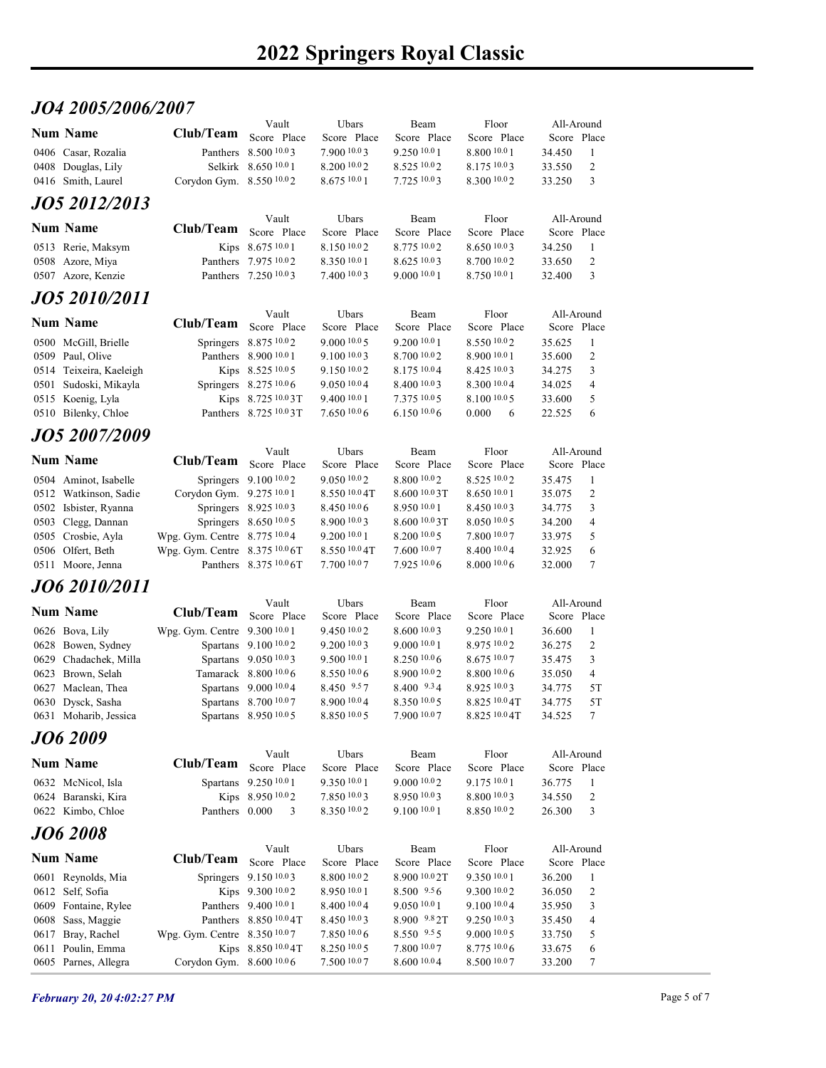# 2022 Springers Royal Classic

## JO4 2005/2006/2007

| Num | Name | Club/Team | Vault Score | Vault Place | Ubars Score | Ubars Place | Beam Score | Beam Place | Floor Score | Floor Place | All-Around Score | All-Around Place |
|---|---|---|---|---|---|---|---|---|---|---|---|---|
| 0406 | Casar, Rozalia | Panthers | 8.500 10.0 | 3 | 7.900 10.0 | 3 | 9.250 10.0 | 1 | 8.800 10.0 | 1 | 34.450 | 1 |
| 0408 | Douglas, Lily | Selkirk | 8.650 10.0 | 1 | 8.200 10.0 | 2 | 8.525 10.0 | 2 | 8.175 10.0 | 3 | 33.550 | 2 |
| 0416 | Smith, Laurel | Corydon Gym. | 8.550 10.0 | 2 | 8.675 10.0 | 1 | 7.725 10.0 | 3 | 8.300 10.0 | 2 | 33.250 | 3 |

## JO5 2012/2013

| Num | Name | Club/Team | Vault Score | Vault Place | Ubars Score | Ubars Place | Beam Score | Beam Place | Floor Score | Floor Place | All-Around Score | All-Around Place |
|---|---|---|---|---|---|---|---|---|---|---|---|---|
| 0513 | Rerie, Maksym | Kips | 8.675 10.0 | 1 | 8.150 10.0 | 2 | 8.775 10.0 | 2 | 8.650 10.0 | 3 | 34.250 | 1 |
| 0508 | Azore, Miya | Panthers | 7.975 10.0 | 2 | 8.350 10.0 | 1 | 8.625 10.0 | 3 | 8.700 10.0 | 2 | 33.650 | 2 |
| 0507 | Azore, Kenzie | Panthers | 7.250 10.0 | 3 | 7.400 10.0 | 3 | 9.000 10.0 | 1 | 8.750 10.0 | 1 | 32.400 | 3 |

## JO5 2010/2011

| Num | Name | Club/Team | Vault Score | Vault Place | Ubars Score | Ubars Place | Beam Score | Beam Place | Floor Score | Floor Place | All-Around Score | All-Around Place |
|---|---|---|---|---|---|---|---|---|---|---|---|---|
| 0500 | McGill, Brielle | Springers | 8.875 10.0 | 2 | 9.000 10.0 | 5 | 9.200 10.0 | 1 | 8.550 10.0 | 2 | 35.625 | 1 |
| 0509 | Paul, Olive | Panthers | 8.900 10.0 | 1 | 9.100 10.0 | 3 | 8.700 10.0 | 2 | 8.900 10.0 | 1 | 35.600 | 2 |
| 0514 | Teixeira, Kaeleigh | Kips | 8.525 10.0 | 5 | 9.150 10.0 | 2 | 8.175 10.0 | 4 | 8.425 10.0 | 3 | 34.275 | 3 |
| 0501 | Sudoski, Mikayla | Springers | 8.275 10.0 | 6 | 9.050 10.0 | 4 | 8.400 10.0 | 3 | 8.300 10.0 | 4 | 34.025 | 4 |
| 0515 | Koenig, Lyla | Kips | 8.725 10.0 | 3T | 9.400 10.0 | 1 | 7.375 10.0 | 5 | 8.100 10.0 | 5 | 33.600 | 5 |
| 0510 | Bilenky, Chloe | Panthers | 8.725 10.0 | 3T | 7.650 10.0 | 6 | 6.150 10.0 | 6 | 0.000 | 6 | 22.525 | 6 |

## JO5 2007/2009

| Num | Name | Club/Team | Vault Score | Vault Place | Ubars Score | Ubars Place | Beam Score | Beam Place | Floor Score | Floor Place | All-Around Score | All-Around Place |
|---|---|---|---|---|---|---|---|---|---|---|---|---|
| 0504 | Aminot, Isabelle | Springers | 9.100 10.0 | 2 | 9.050 10.0 | 2 | 8.800 10.0 | 2 | 8.525 10.0 | 2 | 35.475 | 1 |
| 0512 | Watkinson, Sadie | Corydon Gym. | 9.275 10.0 | 1 | 8.550 10.0 | 4T | 8.600 10.0 | 3T | 8.650 10.0 | 1 | 35.075 | 2 |
| 0502 | Isbister, Ryanna | Springers | 8.925 10.0 | 3 | 8.450 10.0 | 6 | 8.950 10.0 | 1 | 8.450 10.0 | 3 | 34.775 | 3 |
| 0503 | Clegg, Dannan | Springers | 8.650 10.0 | 5 | 8.900 10.0 | 3 | 8.600 10.0 | 3T | 8.050 10.0 | 5 | 34.200 | 4 |
| 0505 | Crosbie, Ayla | Wpg. Gym. Centre | 8.775 10.0 | 4 | 9.200 10.0 | 1 | 8.200 10.0 | 5 | 7.800 10.0 | 7 | 33.975 | 5 |
| 0506 | Olfert, Beth | Wpg. Gym. Centre | 8.375 10.0 | 6T | 8.550 10.0 | 4T | 7.600 10.0 | 7 | 8.400 10.0 | 4 | 32.925 | 6 |
| 0511 | Moore, Jenna | Panthers | 8.375 10.0 | 6T | 7.700 10.0 | 7 | 7.925 10.0 | 6 | 8.000 10.0 | 6 | 32.000 | 7 |

## JO6 2010/2011

| Num | Name | Club/Team | Vault Score | Vault Place | Ubars Score | Ubars Place | Beam Score | Beam Place | Floor Score | Floor Place | All-Around Score | All-Around Place |
|---|---|---|---|---|---|---|---|---|---|---|---|---|
| 0626 | Bova, Lily | Wpg. Gym. Centre | 9.300 10.0 | 1 | 9.450 10.0 | 2 | 8.600 10.0 | 3 | 9.250 10.0 | 1 | 36.600 | 1 |
| 0628 | Bowen, Sydney | Spartans | 9.100 10.0 | 2 | 9.200 10.0 | 3 | 9.000 10.0 | 1 | 8.975 10.0 | 2 | 36.275 | 2 |
| 0629 | Chadachek, Milla | Spartans | 9.050 10.0 | 3 | 9.500 10.0 | 1 | 8.250 10.0 | 6 | 8.675 10.0 | 7 | 35.475 | 3 |
| 0623 | Brown, Selah | Tamarack | 8.800 10.0 | 6 | 8.550 10.0 | 6 | 8.900 10.0 | 2 | 8.800 10.0 | 6 | 35.050 | 4 |
| 0627 | Maclean, Thea | Spartans | 9.000 10.0 | 4 | 8.450 9.5 | 7 | 8.400 9.3 | 4 | 8.925 10.0 | 3 | 34.775 | 5T |
| 0630 | Dysck, Sasha | Spartans | 8.700 10.0 | 7 | 8.900 10.0 | 4 | 8.350 10.0 | 5 | 8.825 10.0 | 4T | 34.775 | 5T |
| 0631 | Moharib, Jessica | Spartans | 8.950 10.0 | 5 | 8.850 10.0 | 5 | 7.900 10.0 | 7 | 8.825 10.0 | 4T | 34.525 | 7 |

## JO6 2009

| Num | Name | Club/Team | Vault Score | Vault Place | Ubars Score | Ubars Place | Beam Score | Beam Place | Floor Score | Floor Place | All-Around Score | All-Around Place |
|---|---|---|---|---|---|---|---|---|---|---|---|---|
| 0632 | McNicol, Isla | Spartans | 9.250 10.0 | 1 | 9.350 10.0 | 1 | 9.000 10.0 | 2 | 9.175 10.0 | 1 | 36.775 | 1 |
| 0624 | Baranski, Kira | Kips | 8.950 10.0 | 2 | 7.850 10.0 | 3 | 8.950 10.0 | 3 | 8.800 10.0 | 3 | 34.550 | 2 |
| 0622 | Kimbo, Chloe | Panthers | 0.000 | 3 | 8.350 10.0 | 2 | 9.100 10.0 | 1 | 8.850 10.0 | 2 | 26.300 | 3 |

## JO6 2008

| Num | Name | Club/Team | Vault Score | Vault Place | Ubars Score | Ubars Place | Beam Score | Beam Place | Floor Score | Floor Place | All-Around Score | All-Around Place |
|---|---|---|---|---|---|---|---|---|---|---|---|---|
| 0601 | Reynolds, Mia | Springers | 9.150 10.0 | 3 | 8.800 10.0 | 2 | 8.900 10.0 | 2T | 9.350 10.0 | 1 | 36.200 | 1 |
| 0612 | Self, Sofia | Kips | 9.300 10.0 | 2 | 8.950 10.0 | 1 | 8.500 9.5 | 6 | 9.300 10.0 | 2 | 36.050 | 2 |
| 0609 | Fontaine, Rylee | Panthers | 9.400 10.0 | 1 | 8.400 10.0 | 4 | 9.050 10.0 | 1 | 9.100 10.0 | 4 | 35.950 | 3 |
| 0608 | Sass, Maggie | Panthers | 8.850 10.0 | 4T | 8.450 10.0 | 3 | 8.900 9.8 | 2T | 9.250 10.0 | 3 | 35.450 | 4 |
| 0617 | Bray, Rachel | Wpg. Gym. Centre | 8.350 10.0 | 7 | 7.850 10.0 | 6 | 8.550 9.5 | 5 | 9.000 10.0 | 5 | 33.750 | 5 |
| 0611 | Poulin, Emma | Kips | 8.850 10.0 | 4T | 8.250 10.0 | 5 | 7.800 10.0 | 7 | 8.775 10.0 | 6 | 33.675 | 6 |
| 0605 | Parnes, Allegra | Corydon Gym. | 8.600 10.0 | 6 | 7.500 10.0 | 7 | 8.600 10.0 | 4 | 8.500 10.0 | 7 | 33.200 | 7 |

*February 20, 20 4:02:27 PM*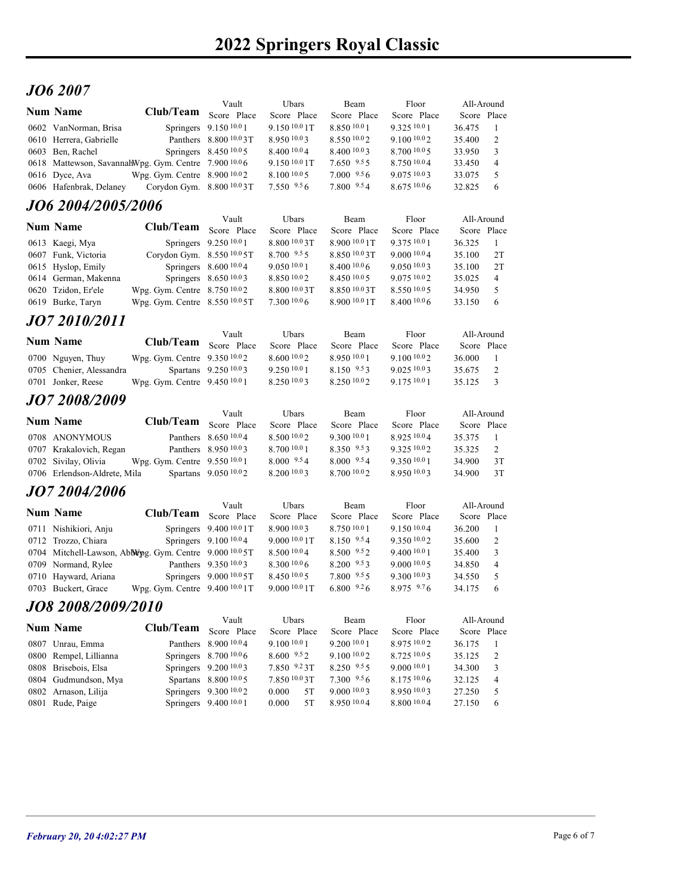# 2022 Springers Royal Classic

## JO6 2007

| Num | Name | Club/Team | Vault Score | Vault Place | Ubars Score | Ubars Place | Beam Score | Beam Place | Floor Score | Floor Place | All-Around Score | All-Around Place |
|---|---|---|---|---|---|---|---|---|---|---|---|---|
| 0602 | VanNorman, Brisa | Springers | 9.150 10.0 | 1 | 9.150 10.0 | 1T | 8.850 10.0 | 1 | 9.325 10.0 | 1 | 36.475 | 1 |
| 0610 | Herrera, Gabrielle | Panthers | 8.800 10.0 | 3T | 8.950 10.0 | 3 | 8.550 10.0 | 2 | 9.100 10.0 | 2 | 35.400 | 2 |
| 0603 | Ben, Rachel | Springers | 8.450 10.0 | 5 | 8.400 10.0 | 4 | 8.400 10.0 | 3 | 8.700 10.0 | 5 | 33.950 | 3 |
| 0618 | Mattewson, Savannah | Wpg. Gym. Centre | 7.900 10.0 | 6 | 9.150 10.0 | 1T | 7.650 9.5 | 5 | 8.750 10.0 | 4 | 33.450 | 4 |
| 0616 | Dyce, Ava | Wpg. Gym. Centre | 8.900 10.0 | 2 | 8.100 10.0 | 5 | 7.000 9.5 | 6 | 9.075 10.0 | 3 | 33.075 | 5 |
| 0606 | Hafenbrak, Delaney | Corydon Gym. | 8.800 10.0 | 3T | 7.550 9.5 | 6 | 7.800 9.5 | 4 | 8.675 10.0 | 6 | 32.825 | 6 |

## JO6 2004/2005/2006

| Num | Name | Club/Team | Vault Score | Vault Place | Ubars Score | Ubars Place | Beam Score | Beam Place | Floor Score | Floor Place | All-Around Score | All-Around Place |
|---|---|---|---|---|---|---|---|---|---|---|---|---|
| 0613 | Kaegi, Mya | Springers | 9.250 10.0 | 1 | 8.800 10.0 | 3T | 8.900 10.0 | 1T | 9.375 10.0 | 1 | 36.325 | 1 |
| 0607 | Funk, Victoria | Corydon Gym. | 8.550 10.0 | 5T | 8.700 9.5 | 5 | 8.850 10.0 | 3T | 9.000 10.0 | 4 | 35.100 | 2T |
| 0615 | Hyslop, Emily | Springers | 8.600 10.0 | 4 | 9.050 10.0 | 1 | 8.400 10.0 | 6 | 9.050 10.0 | 3 | 35.100 | 2T |
| 0614 | German, Makenna | Springers | 8.650 10.0 | 3 | 8.850 10.0 | 2 | 8.450 10.0 | 5 | 9.075 10.0 | 2 | 35.025 | 4 |
| 0620 | Tzidon, Er'ele | Wpg. Gym. Centre | 8.750 10.0 | 2 | 8.800 10.0 | 3T | 8.850 10.0 | 3T | 8.550 10.0 | 5 | 34.950 | 5 |
| 0619 | Burke, Taryn | Wpg. Gym. Centre | 8.550 10.0 | 5T | 7.300 10.0 | 6 | 8.900 10.0 | 1T | 8.400 10.0 | 6 | 33.150 | 6 |

## JO7 2010/2011

| Num | Name | Club/Team | Vault Score | Vault Place | Ubars Score | Ubars Place | Beam Score | Beam Place | Floor Score | Floor Place | All-Around Score | All-Around Place |
|---|---|---|---|---|---|---|---|---|---|---|---|---|
| 0700 | Nguyen, Thuy | Wpg. Gym. Centre | 9.350 10.0 | 2 | 8.600 10.0 | 2 | 8.950 10.0 | 1 | 9.100 10.0 | 2 | 36.000 | 1 |
| 0705 | Chenier, Alessandra | Spartans | 9.250 10.0 | 3 | 9.250 10.0 | 1 | 8.150 9.5 | 3 | 9.025 10.0 | 3 | 35.675 | 2 |
| 0701 | Jonker, Reese | Wpg. Gym. Centre | 9.450 10.0 | 1 | 8.250 10.0 | 3 | 8.250 10.0 | 2 | 9.175 10.0 | 1 | 35.125 | 3 |

## JO7 2008/2009

| Num | Name | Club/Team | Vault Score | Vault Place | Ubars Score | Ubars Place | Beam Score | Beam Place | Floor Score | Floor Place | All-Around Score | All-Around Place |
|---|---|---|---|---|---|---|---|---|---|---|---|---|
| 0708 | ANONYMOUS | Panthers | 8.650 10.0 | 4 | 8.500 10.0 | 2 | 9.300 10.0 | 1 | 8.925 10.0 | 4 | 35.375 | 1 |
| 0707 | Krakalovich, Regan | Panthers | 8.950 10.0 | 3 | 8.700 10.0 | 1 | 8.350 9.5 | 3 | 9.325 10.0 | 2 | 35.325 | 2 |
| 0702 | Sivilay, Olivia | Wpg. Gym. Centre | 9.550 10.0 | 1 | 8.000 9.5 | 4 | 8.000 9.5 | 4 | 9.350 10.0 | 1 | 34.900 | 3T |
| 0706 | Erlendson-Aldrete, Mila | Spartans | 9.050 10.0 | 2 | 8.200 10.0 | 3 | 8.700 10.0 | 2 | 8.950 10.0 | 3 | 34.900 | 3T |

## JO7 2004/2006

| Num | Name | Club/Team | Vault Score | Vault Place | Ubars Score | Ubars Place | Beam Score | Beam Place | Floor Score | Floor Place | All-Around Score | All-Around Place |
|---|---|---|---|---|---|---|---|---|---|---|---|---|
| 0711 | Nishikiori, Anju | Springers | 9.400 10.0 | 1T | 8.900 10.0 | 3 | 8.750 10.0 | 1 | 9.150 10.0 | 4 | 36.200 | 1 |
| 0712 | Trozzo, Chiara | Springers | 9.100 10.0 | 4 | 9.000 10.0 | 1T | 8.150 9.5 | 4 | 9.350 10.0 | 2 | 35.600 | 2 |
| 0704 | Mitchell-Lawson, Abby | Wpg. Gym. Centre | 9.000 10.0 | 5T | 8.500 10.0 | 4 | 8.500 9.5 | 2 | 9.400 10.0 | 1 | 35.400 | 3 |
| 0709 | Normand, Rylee | Panthers | 9.350 10.0 | 3 | 8.300 10.0 | 6 | 8.200 9.5 | 3 | 9.000 10.0 | 5 | 34.850 | 4 |
| 0710 | Hayward, Ariana | Springers | 9.000 10.0 | 5T | 8.450 10.0 | 5 | 7.800 9.5 | 5 | 9.300 10.0 | 3 | 34.550 | 5 |
| 0703 | Buckert, Grace | Wpg. Gym. Centre | 9.400 10.0 | 1T | 9.000 10.0 | 1T | 6.800 9.2 | 6 | 8.975 9.7 | 6 | 34.175 | 6 |

## JO8 2008/2009/2010

| Num | Name | Club/Team | Vault Score | Vault Place | Ubars Score | Ubars Place | Beam Score | Beam Place | Floor Score | Floor Place | All-Around Score | All-Around Place |
|---|---|---|---|---|---|---|---|---|---|---|---|---|
| 0807 | Unrau, Emma | Panthers | 8.900 10.0 | 4 | 9.100 10.0 | 1 | 9.200 10.0 | 1 | 8.975 10.0 | 2 | 36.175 | 1 |
| 0800 | Rempel, Lillianna | Springers | 8.700 10.0 | 6 | 8.600 9.5 | 2 | 9.100 10.0 | 2 | 8.725 10.0 | 5 | 35.125 | 2 |
| 0808 | Brisebois, Elsa | Springers | 9.200 10.0 | 3 | 7.850 9.2 | 3T | 8.250 9.5 | 5 | 9.000 10.0 | 1 | 34.300 | 3 |
| 0804 | Gudmundson, Mya | Spartans | 8.800 10.0 | 5 | 7.850 10.0 | 3T | 7.300 9.5 | 6 | 8.175 10.0 | 6 | 32.125 | 4 |
| 0802 | Arnason, Lilija | Springers | 9.300 10.0 | 2 | 0.000 | 5T | 9.000 10.0 | 3 | 8.950 10.0 | 3 | 27.250 | 5 |
| 0801 | Rude, Paige | Springers | 9.400 10.0 | 1 | 0.000 | 5T | 8.950 10.0 | 4 | 8.800 10.0 | 4 | 27.150 | 6 |

*February 20, 20 4:02:27 PM*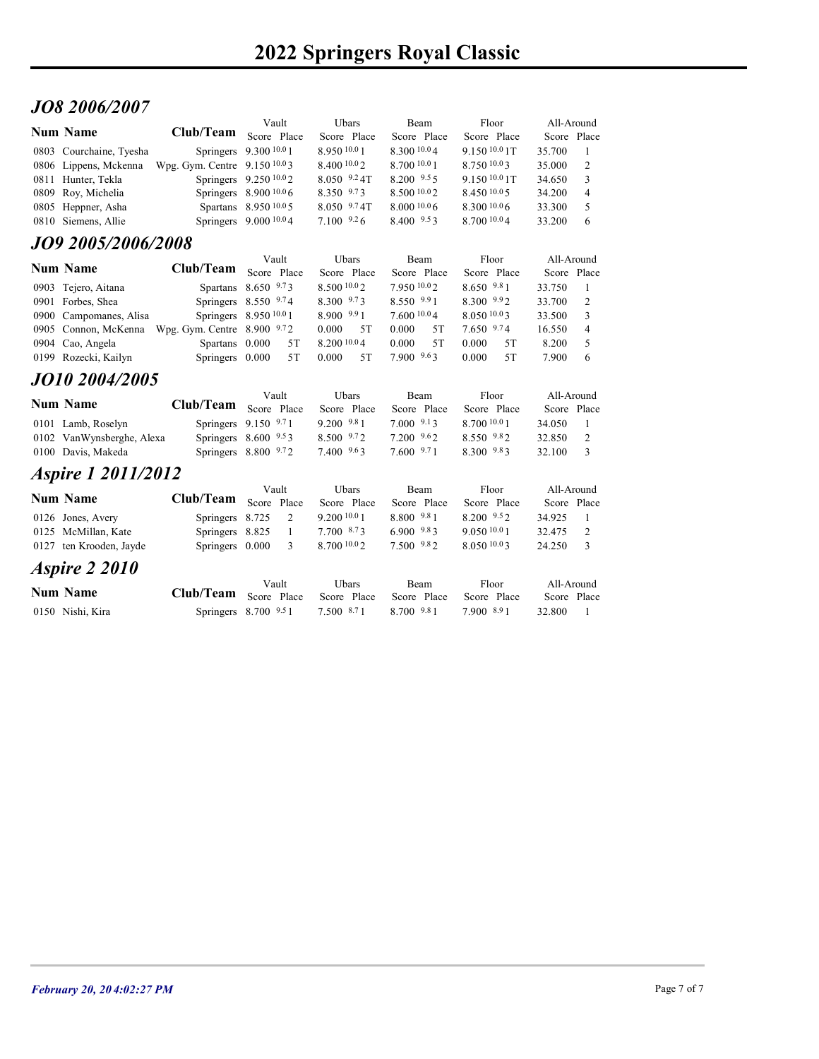# 2022 Springers Royal Classic

## *JO8 2006/2007*

| Num | Name | Club/Team | Vault Score | Vault Place | Ubars Score | Ubars Place | Beam Score | Beam Place | Floor Score | Floor Place | All-Around Score | All-Around Place |
|---|---|---|---|---|---|---|---|---|---|---|---|---|
| 0803 | Courchaine, Tyesha | Springers | 9.300 10.0 | 1 | 8.950 10.0 | 1 | 8.300 10.0 | 4 | 9.150 10.0 | 1T | 35.700 | 1 |
| 0806 | Lippens, Mckenna | Wpg. Gym. Centre | 9.150 10.0 | 3 | 8.400 10.0 | 2 | 8.700 10.0 | 1 | 8.750 10.0 | 3 | 35.000 | 2 |
| 0811 | Hunter, Tekla | Springers | 9.250 10.0 | 2 | 8.050 9.2 | 4T | 8.200 9.5 | 5 | 9.150 10.0 | 1T | 34.650 | 3 |
| 0809 | Roy, Michelia | Springers | 8.900 10.0 | 6 | 8.350 9.7 | 3 | 8.500 10.0 | 2 | 8.450 10.0 | 5 | 34.200 | 4 |
| 0805 | Heppner, Asha | Spartans | 8.950 10.0 | 5 | 8.050 9.7 | 4T | 8.000 10.0 | 6 | 8.300 10.0 | 6 | 33.300 | 5 |
| 0810 | Siemens, Allie | Springers | 9.000 10.0 | 4 | 7.100 9.2 | 6 | 8.400 9.5 | 3 | 8.700 10.0 | 4 | 33.200 | 6 |

## *JO9 2005/2006/2008*

| Num | Name | Club/Team | Vault Score | Vault Place | Ubars Score | Ubars Place | Beam Score | Beam Place | Floor Score | Floor Place | All-Around Score | All-Around Place |
|---|---|---|---|---|---|---|---|---|---|---|---|---|
| 0903 | Tejero, Aitana | Spartans | 8.650 9.7 | 3 | 8.500 10.0 | 2 | 7.950 10.0 | 2 | 8.650 9.8 | 1 | 33.750 | 1 |
| 0901 | Forbes, Shea | Springers | 8.550 9.7 | 4 | 8.300 9.7 | 3 | 8.550 9.9 | 1 | 8.300 9.9 | 2 | 33.700 | 2 |
| 0900 | Campomanes, Alisa | Springers | 8.950 10.0 | 1 | 8.900 9.9 | 1 | 7.600 10.0 | 4 | 8.050 10.0 | 3 | 33.500 | 3 |
| 0905 | Connon, McKenna | Wpg. Gym. Centre | 8.900 9.7 | 2 | 0.000 | 5T | 0.000 | 5T | 7.650 9.7 | 4 | 16.550 | 4 |
| 0904 | Cao, Angela | Spartans | 0.000 | 5T | 8.200 10.0 | 4 | 0.000 | 5T | 0.000 | 5T | 8.200 | 5 |
| 0199 | Rozecki, Kailyn | Springers | 0.000 | 5T | 0.000 | 5T | 7.900 9.6 | 3 | 0.000 | 5T | 7.900 | 6 |

## *JO10 2004/2005*

| Num | Name | Club/Team | Vault Score | Vault Place | Ubars Score | Ubars Place | Beam Score | Beam Place | Floor Score | Floor Place | All-Around Score | All-Around Place |
|---|---|---|---|---|---|---|---|---|---|---|---|---|
| 0101 | Lamb, Roselyn | Springers | 9.150 9.7 | 1 | 9.200 9.8 | 1 | 7.000 9.1 | 3 | 8.700 10.0 | 1 | 34.050 | 1 |
| 0102 | VanWynsberghe, Alexa | Springers | 8.600 9.5 | 3 | 8.500 9.7 | 2 | 7.200 9.6 | 2 | 8.550 9.8 | 2 | 32.850 | 2 |
| 0100 | Davis, Makeda | Springers | 8.800 9.7 | 2 | 7.400 9.6 | 3 | 7.600 9.7 | 1 | 8.300 9.8 | 3 | 32.100 | 3 |

## *Aspire 1 2011/2012*

| Num | Name | Club/Team | Vault Score | Vault Place | Ubars Score | Ubars Place | Beam Score | Beam Place | Floor Score | Floor Place | All-Around Score | All-Around Place |
|---|---|---|---|---|---|---|---|---|---|---|---|---|
| 0126 | Jones, Avery | Springers | 8.725 | 2 | 9.200 10.0 | 1 | 8.800 9.8 | 1 | 8.200 9.5 | 2 | 34.925 | 1 |
| 0125 | McMillan, Kate | Springers | 8.825 | 1 | 7.700 8.7 | 3 | 6.900 9.8 | 3 | 9.050 10.0 | 1 | 32.475 | 2 |
| 0127 | ten Krooden, Jayde | Springers | 0.000 | 3 | 8.700 10.0 | 2 | 7.500 9.8 | 2 | 8.050 10.0 | 3 | 24.250 | 3 |

## *Aspire 2 2010*

| Num | Name | Club/Team | Vault Score | Vault Place | Ubars Score | Ubars Place | Beam Score | Beam Place | Floor Score | Floor Place | All-Around Score | All-Around Place |
|---|---|---|---|---|---|---|---|---|---|---|---|---|
| 0150 | Nishi, Kira | Springers | 8.700 9.5 | 1 | 7.500 8.7 | 1 | 8.700 9.8 | 1 | 7.900 8.9 | 1 | 32.800 | 1 |

*February 20, 20 4:02:27 PM*